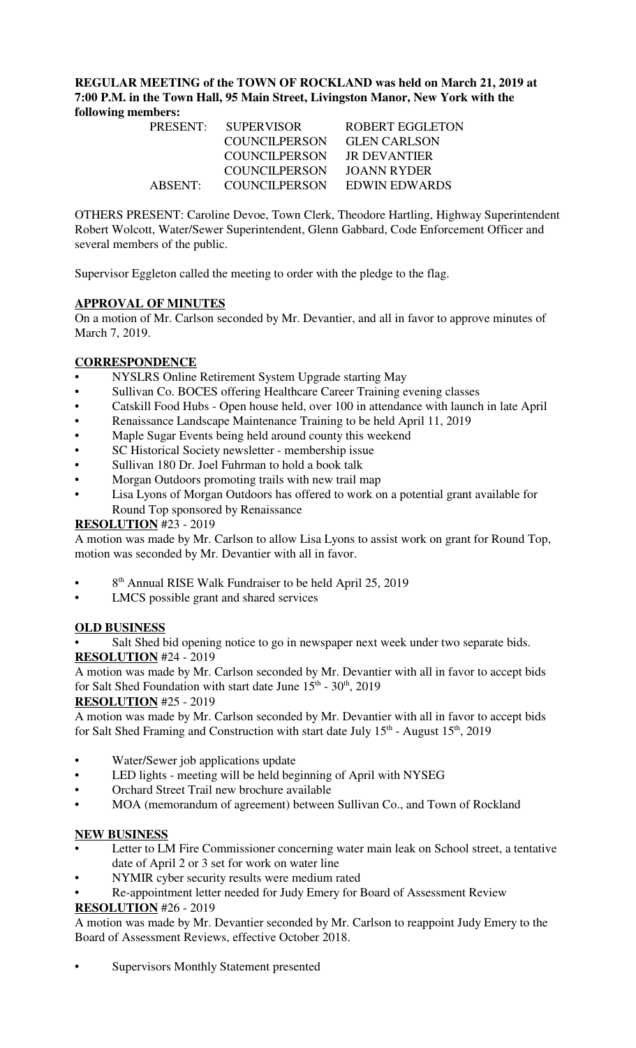**REGULAR MEETING of the TOWN OF ROCKLAND was held on March 21, 2019 at 7:00 P.M. in the Town Hall, 95 Main Street, Livingston Manor, New York with the following members:**

| | | |
|---|---|---|
| PRESENT: | SUPERVISOR | ROBERT EGGLETON |
| | COUNCILPERSON | GLEN CARLSON |
| | COUNCILPERSON | JR DEVANTIER |
| | COUNCILPERSON | JOANN RYDER |
| ABSENT: | COUNCILPERSON | EDWIN EDWARDS |

OTHERS PRESENT: Caroline Devoe, Town Clerk, Theodore Hartling, Highway Superintendent Robert Wolcott, Water/Sewer Superintendent, Glenn Gabbard, Code Enforcement Officer and several members of the public.

Supervisor Eggleton called the meeting to order with the pledge to the flag.

**APPROVAL OF MINUTES**

On a motion of Mr. Carlson seconded by Mr. Devantier, and all in favor to approve minutes of March 7, 2019.

**CORRESPONDENCE**

- NYSLRS Online Retirement System Upgrade starting May
- Sullivan Co. BOCES offering Healthcare Career Training evening classes
- Catskill Food Hubs - Open house held, over 100 in attendance with launch in late April
- Renaissance Landscape Maintenance Training to be held April 11, 2019
- Maple Sugar Events being held around county this weekend
- SC Historical Society newsletter - membership issue
- Sullivan 180 Dr. Joel Fuhrman to hold a book talk
- Morgan Outdoors promoting trails with new trail map
- Lisa Lyons of Morgan Outdoors has offered to work on a potential grant available for Round Top sponsored by Renaissance

**RESOLUTION** #23 - 2019

A motion was made by Mr. Carlson to allow Lisa Lyons to assist work on grant for Round Top, motion was seconded by Mr. Devantier with all in favor.

- 8th Annual RISE Walk Fundraiser to be held April 25, 2019
- LMCS possible grant and shared services

**OLD BUSINESS**

- Salt Shed bid opening notice to go in newspaper next week under two separate bids.

**RESOLUTION** #24 - 2019

A motion was made by Mr. Carlson seconded by Mr. Devantier with all in favor to accept bids for Salt Shed Foundation with start date June 15th - 30th, 2019

**RESOLUTION** #25 - 2019

A motion was made by Mr. Carlson seconded by Mr. Devantier with all in favor to accept bids for Salt Shed Framing and Construction with start date July 15th - August 15th, 2019

- Water/Sewer job applications update
- LED lights - meeting will be held beginning of April with NYSEG
- Orchard Street Trail new brochure available
- MOA (memorandum of agreement) between Sullivan Co., and Town of Rockland

**NEW BUSINESS**

- Letter to LM Fire Commissioner concerning water main leak on School street, a tentative date of April 2 or 3 set for work on water line
- NYMIR cyber security results were medium rated
- Re-appointment letter needed for Judy Emery for Board of Assessment Review

**RESOLUTION** #26 - 2019

A motion was made by Mr. Devantier seconded by Mr. Carlson to reappoint Judy Emery to the Board of Assessment Reviews, effective October 2018.

- Supervisors Monthly Statement presented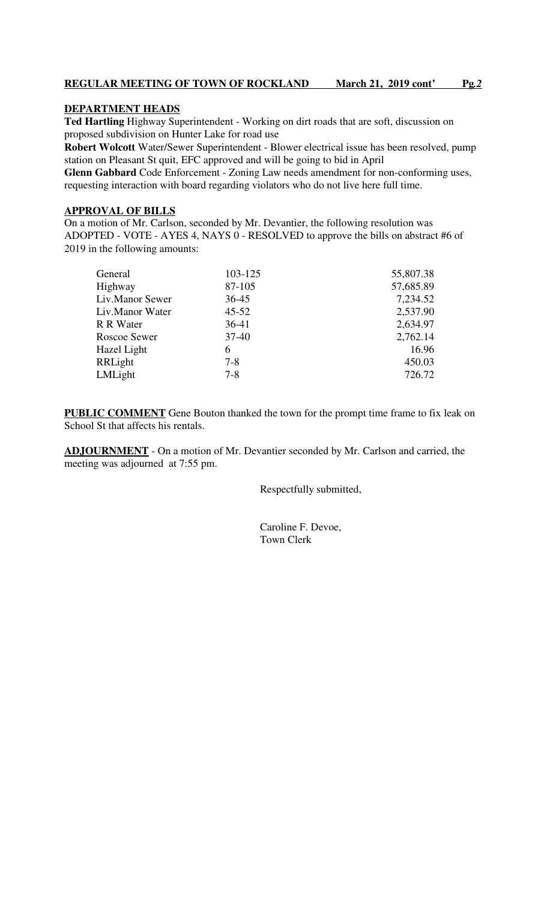**REGULAR MEETING OF TOWN OF ROCKLAND March 21, 2019 cont' Pg.2**

**DEPARTMENT HEADS**

**Ted Hartling** Highway Superintendent - Working on dirt roads that are soft, discussion on proposed subdivision on Hunter Lake for road use

**Robert Wolcott** Water/Sewer Superintendent - Blower electrical issue has been resolved, pump station on Pleasant St quit, EFC approved and will be going to bid in April

**Glenn Gabbard** Code Enforcement - Zoning Law needs amendment for non-conforming uses, requesting interaction with board regarding violators who do not live here full time.

**APPROVAL OF BILLS**

On a motion of Mr. Carlson, seconded by Mr. Devantier, the following resolution was ADOPTED - VOTE - AYES 4, NAYS 0 - RESOLVED to approve the bills on abstract #6 of 2019 in the following amounts:

| | | |
|---|---|---|
| General | 103-125 | 55,807.38 |
| Highway | 87-105 | 57,685.89 |
| Liv.Manor Sewer | 36-45 | 7,234.52 |
| Liv.Manor Water | 45-52 | 2,537.90 |
| R R Water | 36-41 | 2,634.97 |
| Roscoe Sewer | 37-40 | 2,762.14 |
| Hazel Light | 6 | 16.96 |
| RRLight | 7-8 | 450.03 |
| LMLight | 7-8 | 726.72 |

**PUBLIC COMMENT** Gene Bouton thanked the town for the prompt time frame to fix leak on School St that affects his rentals.

**ADJOURNMENT** - On a motion of Mr. Devantier seconded by Mr. Carlson and carried, the meeting was adjourned at 7:55 pm.

Respectfully submitted,

Caroline F. Devoe,
Town Clerk